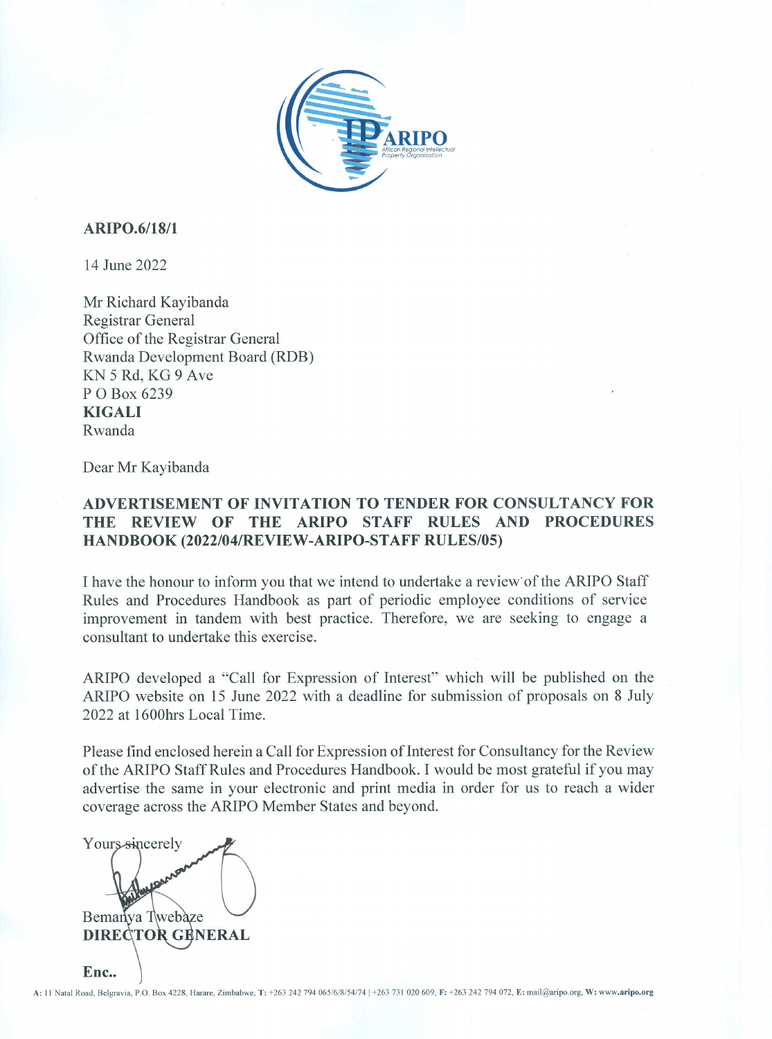ARIPO
African Regional Intellectual Property Organization

**ARIPO.6/18/1**

14 June 2022

Mr Richard Kayibanda
Registrar General
Office of the Registrar General
Rwanda Development Board (RDB)
KN 5 Rd, KG 9 Ave
P O Box 6239
**KIGALI**
Rwanda

Dear Mr Kayibanda

**ADVERTISEMENT OF INVITATION TO TENDER FOR CONSULTANCY FOR THE REVIEW OF THE ARIPO STAFF RULES AND PROCEDURES HANDBOOK (2022/04/REVIEW-ARIPO-STAFF RULES/05)**

I have the honour to inform you that we intend to undertake a review of the ARIPO Staff Rules and Procedures Handbook as part of periodic employee conditions of service improvement in tandem with best practice. Therefore, we are seeking to engage a consultant to undertake this exercise.

ARIPO developed a "Call for Expression of Interest" which will be published on the ARIPO website on 15 June 2022 with a deadline for submission of proposals on 8 July 2022 at 1600hrs Local Time.

Please find enclosed herein a Call for Expression of Interest for Consultancy for the Review of the ARIPO Staff Rules and Procedures Handbook. I would be most grateful if you may advertise the same in your electronic and print media in order for us to reach a wider coverage across the ARIPO Member States and beyond.

Yours sincerely

Bemanya Twebaze
**DIRECTOR GENERAL**

**Enc..**

**A:** 11 Natal Road, Belgravia, P.O. Box 4228, Harare, Zimbabwe, **T:** +263 242 794 065/6/8/54/74 | +263 731 020 609, **F:** +263 242 794 072, **E:** mail@aripo.org, **W:** www.aripo.org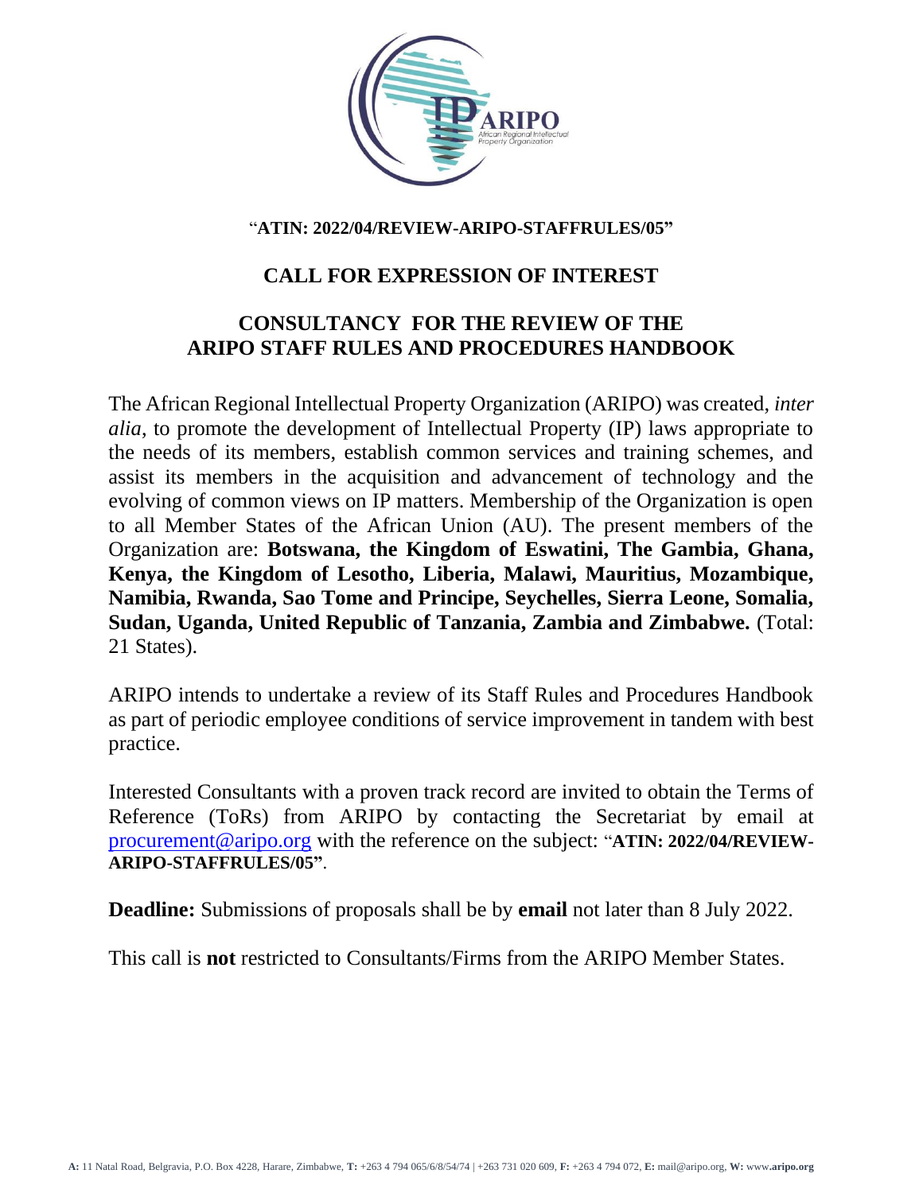"**ATIN: 2022/04/REVIEW-ARIPO-STAFFRULES/05"**

# CALL FOR EXPRESSION OF INTEREST

## CONSULTANCY FOR THE REVIEW OF THE ARIPO STAFF RULES AND PROCEDURES HANDBOOK

The African Regional Intellectual Property Organization (ARIPO) was created, *inter alia*, to promote the development of Intellectual Property (IP) laws appropriate to the needs of its members, establish common services and training schemes, and assist its members in the acquisition and advancement of technology and the evolving of common views on IP matters. Membership of the Organization is open to all Member States of the African Union (AU). The present members of the Organization are: **Botswana, the Kingdom of Eswatini, The Gambia, Ghana, Kenya, the Kingdom of Lesotho, Liberia, Malawi, Mauritius, Mozambique, Namibia, Rwanda, Sao Tome and Principe, Seychelles, Sierra Leone, Somalia, Sudan, Uganda, United Republic of Tanzania, Zambia and Zimbabwe.** (Total: 21 States).

ARIPO intends to undertake a review of its Staff Rules and Procedures Handbook as part of periodic employee conditions of service improvement in tandem with best practice.

Interested Consultants with a proven track record are invited to obtain the Terms of Reference (ToRs) from ARIPO by contacting the Secretariat by email at procurement@aripo.org with the reference on the subject: "**ATIN: 2022/04/REVIEW-ARIPO-STAFFRULES/05"**.

**Deadline:** Submissions of proposals shall be by **email** not later than 8 July 2022.

This call is **not** restricted to Consultants/Firms from the ARIPO Member States.